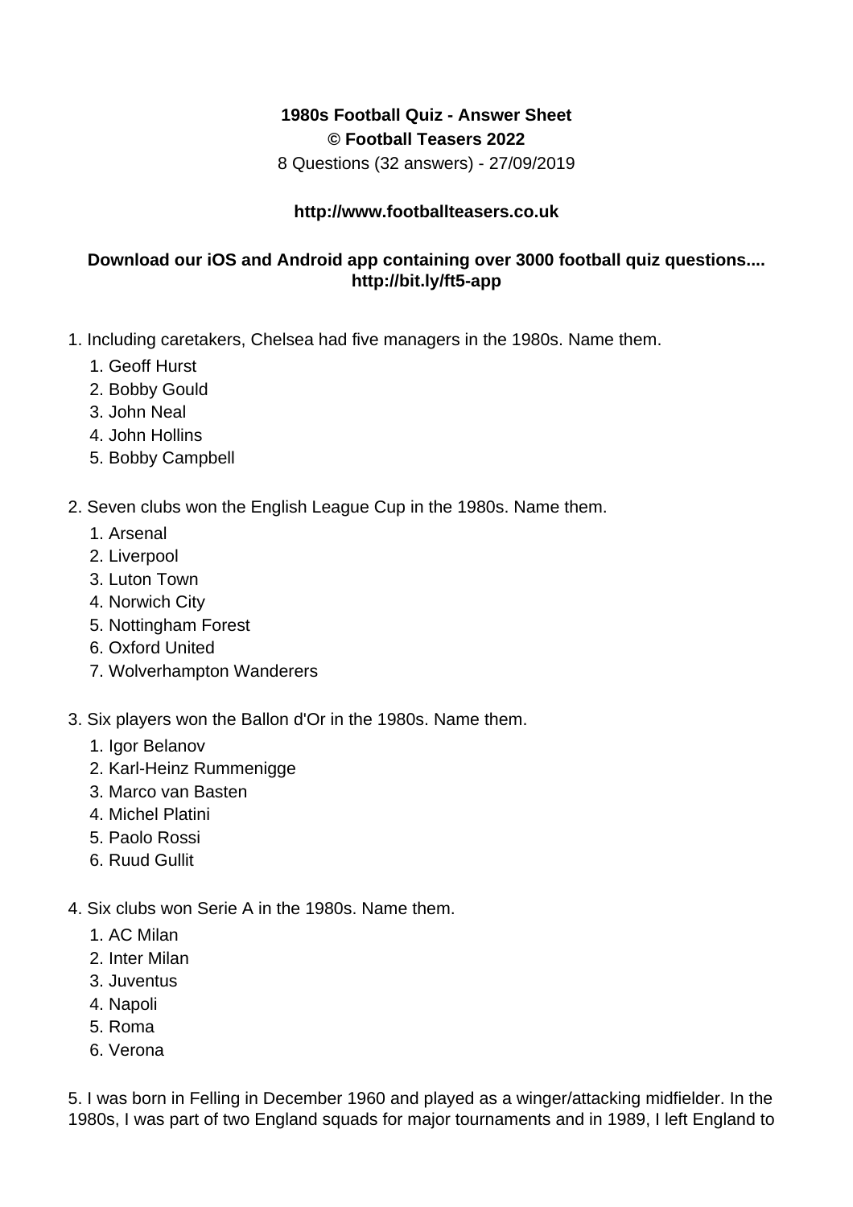**1980s Football Quiz - Answer Sheet**

**© Football Teasers 2022**

8 Questions (32 answers) - 27/09/2019

**http://www.footballteasers.co.uk**

**Download our iOS and Android app containing over 3000 football quiz questions.... http://bit.ly/ft5-app**

1. Including caretakers, Chelsea had five managers in the 1980s. Name them.
    1. Geoff Hurst
    2. Bobby Gould
    3. John Neal
    4. John Hollins
    5. Bobby Campbell

2. Seven clubs won the English League Cup in the 1980s. Name them.
    1. Arsenal
    2. Liverpool
    3. Luton Town
    4. Norwich City
    5. Nottingham Forest
    6. Oxford United
    7. Wolverhampton Wanderers

3. Six players won the Ballon d'Or in the 1980s. Name them.
    1. Igor Belanov
    2. Karl-Heinz Rummenigge
    3. Marco van Basten
    4. Michel Platini
    5. Paolo Rossi
    6. Ruud Gullit

4. Six clubs won Serie A in the 1980s. Name them.
    1. AC Milan
    2. Inter Milan
    3. Juventus
    4. Napoli
    5. Roma
    6. Verona

5. I was born in Felling in December 1960 and played as a winger/attacking midfielder. In the 1980s, I was part of two England squads for major tournaments and in 1989, I left England to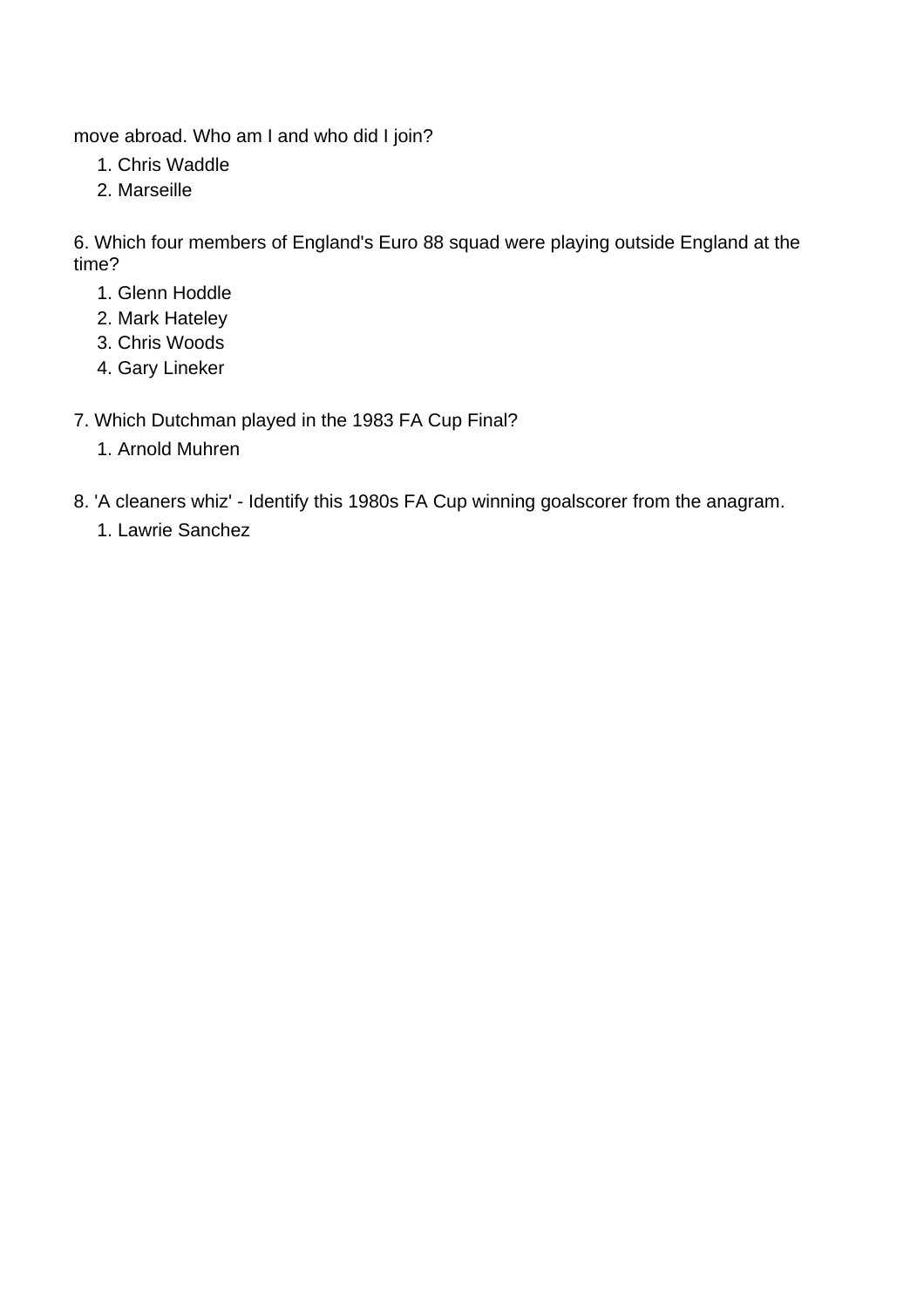move abroad. Who am I and who did I join?

1. Chris Waddle
2. Marseille

6. Which four members of England's Euro 88 squad were playing outside England at the time?

1. Glenn Hoddle
2. Mark Hateley
3. Chris Woods
4. Gary Lineker

7. Which Dutchman played in the 1983 FA Cup Final?

1. Arnold Muhren

8. 'A cleaners whiz' - Identify this 1980s FA Cup winning goalscorer from the anagram.

1. Lawrie Sanchez